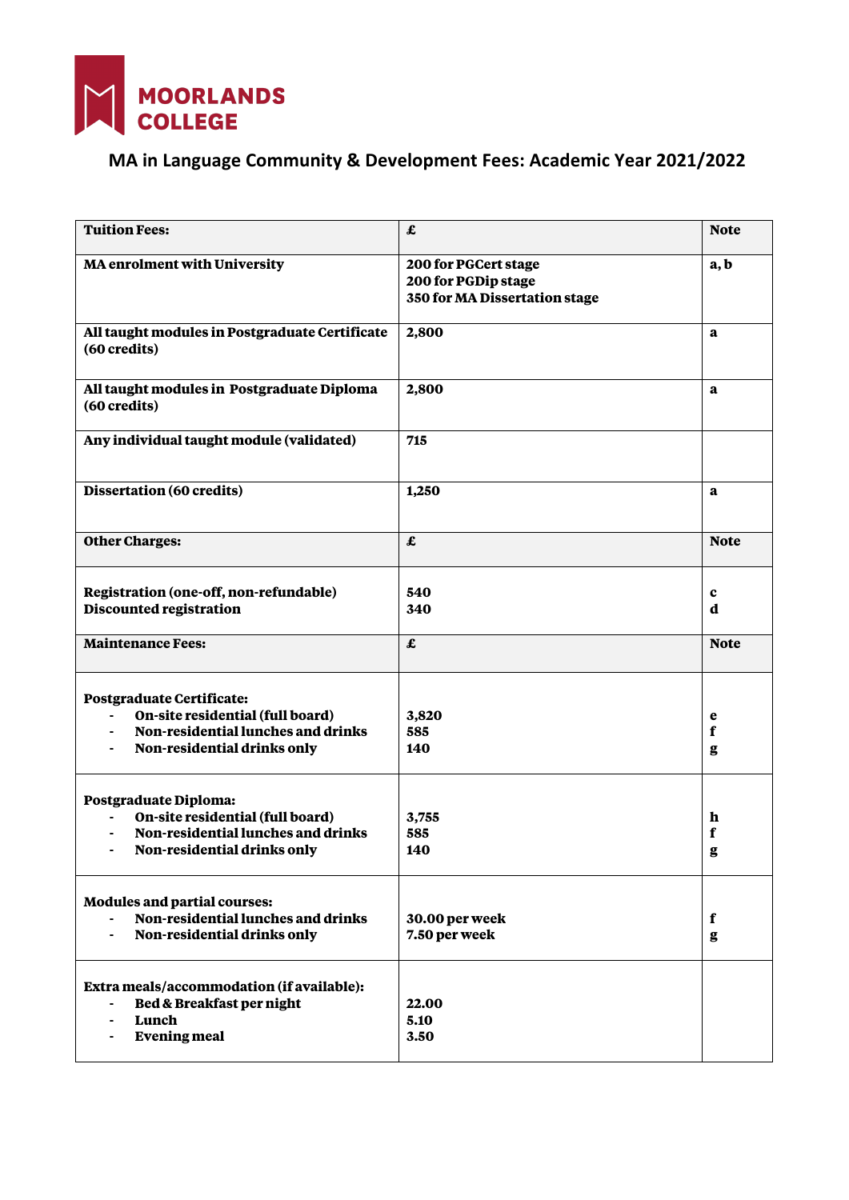MOORLANDS COLLEGE

# MA in Language Community & Development Fees: Academic Year 2021/2022

| **Tuition Fees:** | **£** | **Note** |
|---|---|---|
| **MA enrolment with University** | **200 for PGCert stage**<br>**200 for PGDip stage**<br>**350 for MA Dissertation stage** | **a, b** |
| **All taught modules in Postgraduate Certificate (60 credits)** | **2,800** | **a** |
| **All taught modules in Postgraduate Diploma (60 credits)** | **2,800** | **a** |
| **Any individual taught module (validated)** | **715** | |
| **Dissertation (60 credits)** | **1,250** | **a** |
| **Other Charges:** | **£** | **Note** |
| **Registration (one-off, non-refundable)**<br>**Discounted registration** | **540**<br>**340** | **c**<br>**d** |
| **Maintenance Fees:** | **£** | **Note** |
| **Postgraduate Certificate:**<br>- **On-site residential (full board)**<br>- **Non-residential lunches and drinks**<br>- **Non-residential drinks only** | <br>**3,820**<br>**585**<br>**140** | <br>**e**<br>**f**<br>**g** |
| **Postgraduate Diploma:**<br>- **On-site residential (full board)**<br>- **Non-residential lunches and drinks**<br>- **Non-residential drinks only** | <br>**3,755**<br>**585**<br>**140** | <br>**h**<br>**f**<br>**g** |
| **Modules and partial courses:**<br>- **Non-residential lunches and drinks**<br>- **Non-residential drinks only** | <br>**30.00 per week**<br>**7.50 per week** | <br>**f**<br>**g** |
| **Extra meals/accommodation (if available):**<br>- **Bed & Breakfast per night**<br>- **Lunch**<br>- **Evening meal** | <br>**22.00**<br>**5.10**<br>**3.50** | |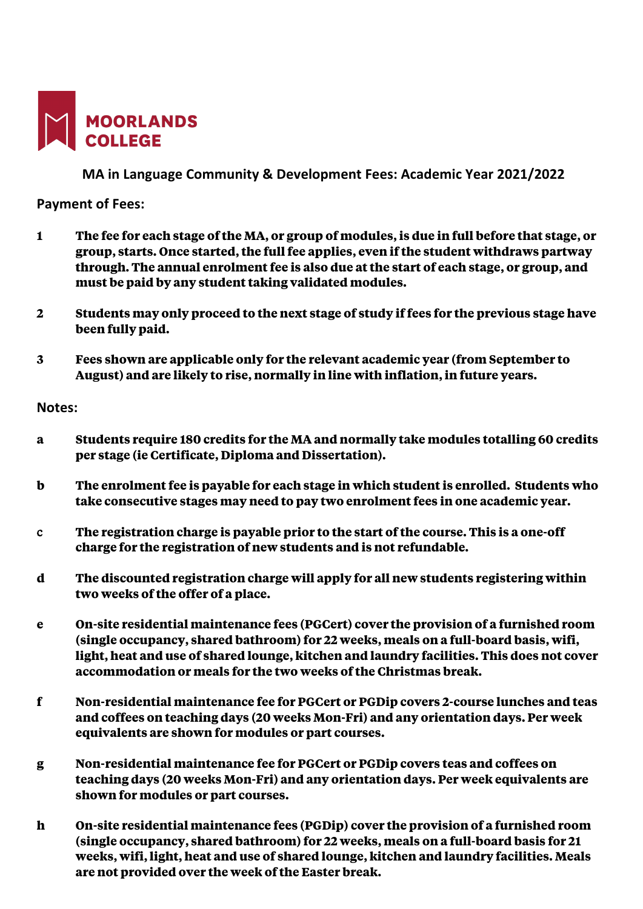MOORLANDS COLLEGE

## MA in Language Community & Development Fees: Academic Year 2021/2022

### Payment of Fees:

1 **The fee for each stage of the MA, or group of modules, is due in full before that stage, or group, starts. Once started, the full fee applies, even if the student withdraws partway through. The annual enrolment fee is also due at the start of each stage, or group, and must be paid by any student taking validated modules.**

2 **Students may only proceed to the next stage of study if fees for the previous stage have been fully paid.**

3 **Fees shown are applicable only for the relevant academic year (from September to August) and are likely to rise, normally in line with inflation, in future years.**

### Notes:

a **Students require 180 credits for the MA and normally take modules totalling 60 credits per stage (ie Certificate, Diploma and Dissertation).**

b **The enrolment fee is payable for each stage in which student is enrolled. Students who take consecutive stages may need to pay two enrolment fees in one academic year.**

c **The registration charge is payable prior to the start of the course. This is a one-off charge for the registration of new students and is not refundable.**

d **The discounted registration charge will apply for all new students registering within two weeks of the offer of a place.**

e **On-site residential maintenance fees (PGCert) cover the provision of a furnished room (single occupancy, shared bathroom) for 22 weeks, meals on a full-board basis, wifi, light, heat and use of shared lounge, kitchen and laundry facilities. This does not cover accommodation or meals for the two weeks of the Christmas break.**

f **Non-residential maintenance fee for PGCert or PGDip covers 2-course lunches and teas and coffees on teaching days (20 weeks Mon-Fri) and any orientation days. Per week equivalents are shown for modules or part courses.**

g **Non-residential maintenance fee for PGCert or PGDip covers teas and coffees on teaching days (20 weeks Mon-Fri) and any orientation days. Per week equivalents are shown for modules or part courses.**

h **On-site residential maintenance fees (PGDip) cover the provision of a furnished room (single occupancy, shared bathroom) for 22 weeks, meals on a full-board basis for 21 weeks, wifi, light, heat and use of shared lounge, kitchen and laundry facilities. Meals are not provided over the week of the Easter break.**